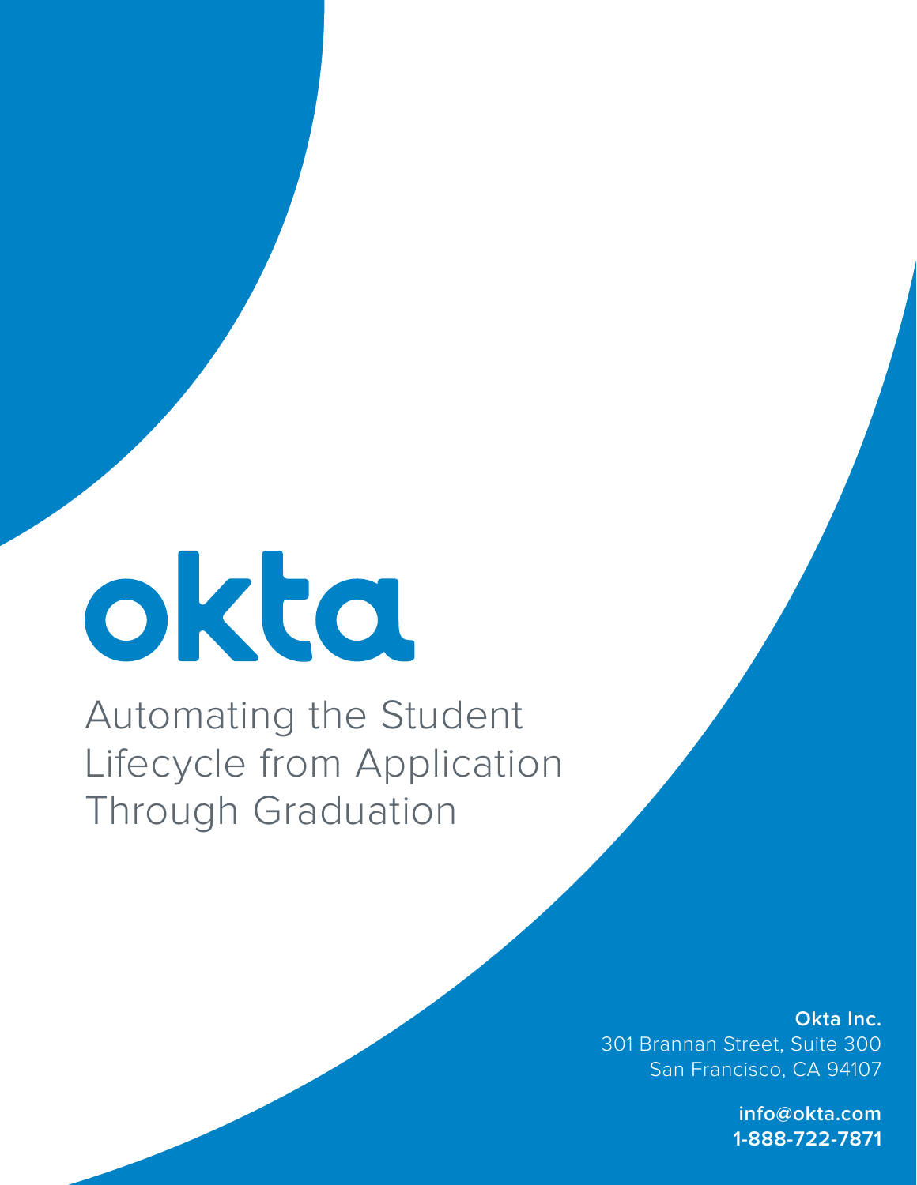# okta

# Automating the Student Lifecycle from Application Through Graduation

**Okta Inc.**
301 Brannan Street, Suite 300
San Francisco, CA 94107

**info@okta.com**
**1-888-722-7871**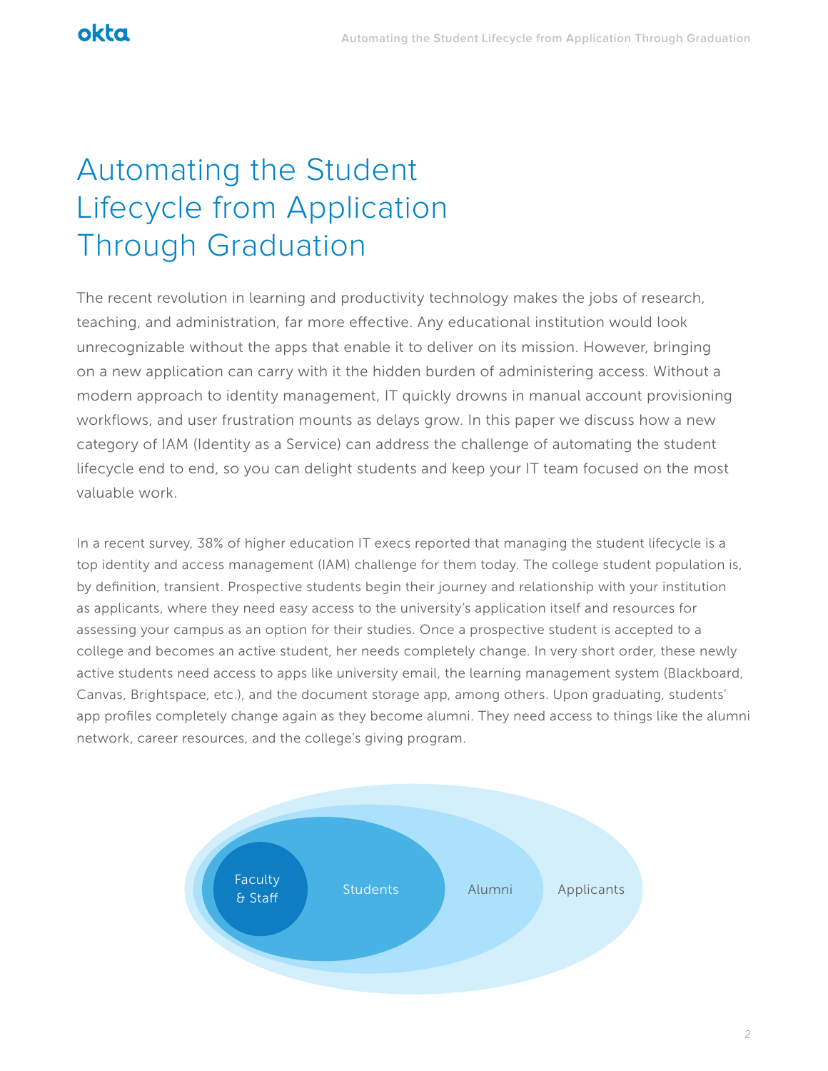# Automating the Student Lifecycle from Application Through Graduation

The recent revolution in learning and productivity technology makes the jobs of research, teaching, and administration, far more effective. Any educational institution would look unrecognizable without the apps that enable it to deliver on its mission. However, bringing on a new application can carry with it the hidden burden of administering access. Without a modern approach to identity management, IT quickly drowns in manual account provisioning workflows, and user frustration mounts as delays grow. In this paper we discuss how a new category of IAM (Identity as a Service) can address the challenge of automating the student lifecycle end to end, so you can delight students and keep your IT team focused on the most valuable work.

In a recent survey, 38% of higher education IT execs reported that managing the student lifecycle is a top identity and access management (IAM) challenge for them today. The college student population is, by definition, transient. Prospective students begin their journey and relationship with your institution as applicants, where they need easy access to the university's application itself and resources for assessing your campus as an option for their studies. Once a prospective student is accepted to a college and becomes an active student, her needs completely change. In very short order, these newly active students need access to apps like university email, the learning management system (Blackboard, Canvas, Brightspace, etc.), and the document storage app, among others. Upon graduating, students' app profiles completely change again as they become alumni. They need access to things like the alumni network, career resources, and the college's giving program.

Faculty & Staff

Students

Alumni

Applicants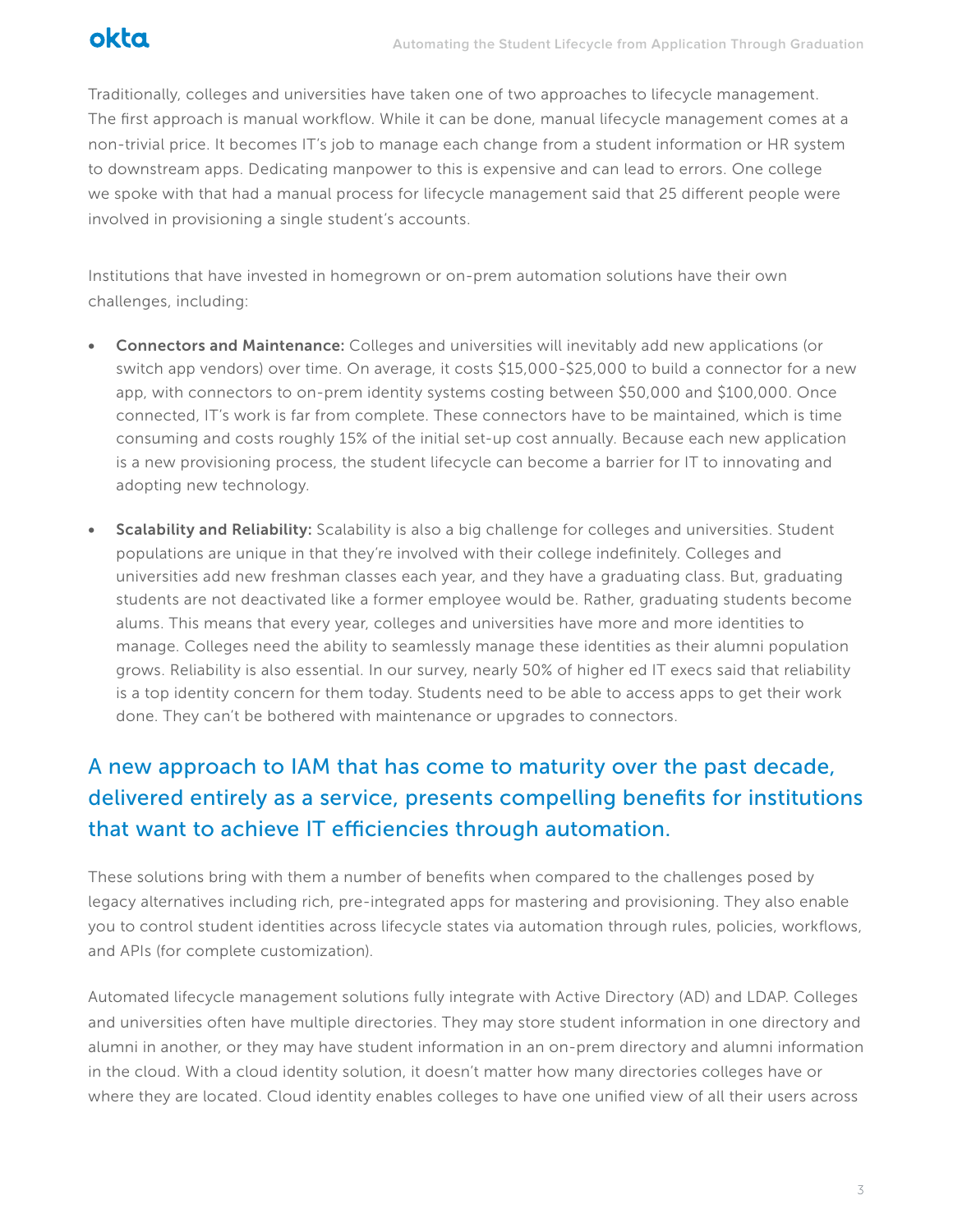Traditionally, colleges and universities have taken one of two approaches to lifecycle management. The first approach is manual workflow. While it can be done, manual lifecycle management comes at a non-trivial price. It becomes IT's job to manage each change from a student information or HR system to downstream apps. Dedicating manpower to this is expensive and can lead to errors. One college we spoke with that had a manual process for lifecycle management said that 25 different people were involved in provisioning a single student's accounts.

Institutions that have invested in homegrown or on-prem automation solutions have their own challenges, including:

- **Connectors and Maintenance:** Colleges and universities will inevitably add new applications (or switch app vendors) over time. On average, it costs $15,000-$25,000 to build a connector for a new app, with connectors to on-prem identity systems costing between $50,000 and $100,000. Once connected, IT's work is far from complete. These connectors have to be maintained, which is time consuming and costs roughly 15% of the initial set-up cost annually. Because each new application is a new provisioning process, the student lifecycle can become a barrier for IT to innovating and adopting new technology.
- **Scalability and Reliability:** Scalability is also a big challenge for colleges and universities. Student populations are unique in that they're involved with their college indefinitely. Colleges and universities add new freshman classes each year, and they have a graduating class. But, graduating students are not deactivated like a former employee would be. Rather, graduating students become alums. This means that every year, colleges and universities have more and more identities to manage. Colleges need the ability to seamlessly manage these identities as their alumni population grows. Reliability is also essential. In our survey, nearly 50% of higher ed IT execs said that reliability is a top identity concern for them today. Students need to be able to access apps to get their work done. They can't be bothered with maintenance or upgrades to connectors.

## A new approach to IAM that has come to maturity over the past decade, delivered entirely as a service, presents compelling benefits for institutions that want to achieve IT efficiencies through automation.

These solutions bring with them a number of benefits when compared to the challenges posed by legacy alternatives including rich, pre-integrated apps for mastering and provisioning. They also enable you to control student identities across lifecycle states via automation through rules, policies, workflows, and APIs (for complete customization).

Automated lifecycle management solutions fully integrate with Active Directory (AD) and LDAP. Colleges and universities often have multiple directories. They may store student information in one directory and alumni in another, or they may have student information in an on-prem directory and alumni information in the cloud. With a cloud identity solution, it doesn't matter how many directories colleges have or where they are located. Cloud identity enables colleges to have one unified view of all their users across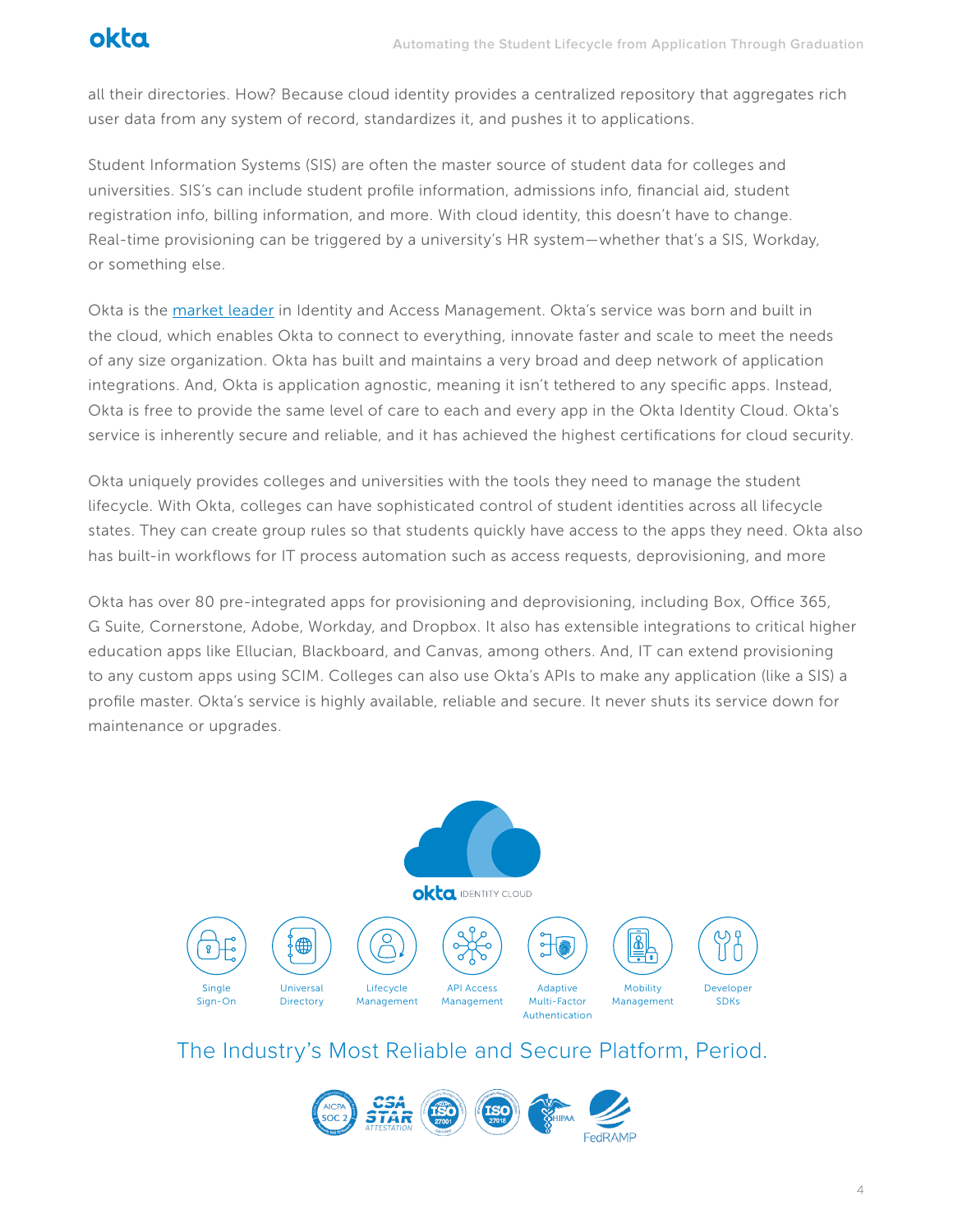all their directories. How? Because cloud identity provides a centralized repository that aggregates rich user data from any system of record, standardizes it, and pushes it to applications.

Student Information Systems (SIS) are often the master source of student data for colleges and universities. SIS's can include student profile information, admissions info, financial aid, student registration info, billing information, and more. With cloud identity, this doesn't have to change. Real-time provisioning can be triggered by a university's HR system—whether that's a SIS, Workday, or something else.

Okta is the market leader in Identity and Access Management. Okta's service was born and built in the cloud, which enables Okta to connect to everything, innovate faster and scale to meet the needs of any size organization. Okta has built and maintains a very broad and deep network of application integrations. And, Okta is application agnostic, meaning it isn't tethered to any specific apps. Instead, Okta is free to provide the same level of care to each and every app in the Okta Identity Cloud. Okta's service is inherently secure and reliable, and it has achieved the highest certifications for cloud security.

Okta uniquely provides colleges and universities with the tools they need to manage the student lifecycle. With Okta, colleges can have sophisticated control of student identities across all lifecycle states. They can create group rules so that students quickly have access to the apps they need. Okta also has built-in workflows for IT process automation such as access requests, deprovisioning, and more

Okta has over 80 pre-integrated apps for provisioning and deprovisioning, including Box, Office 365, G Suite, Cornerstone, Adobe, Workday, and Dropbox. It also has extensible integrations to critical higher education apps like Ellucian, Blackboard, and Canvas, among others. And, IT can extend provisioning to any custom apps using SCIM. Colleges can also use Okta's APIs to make any application (like a SIS) a profile master. Okta's service is highly available, reliable and secure. It never shuts its service down for maintenance or upgrades.

okta IDENTITY CLOUD

Single Sign-On | Universal Directory | Lifecycle Management | API Access Management | Adaptive Multi-Factor Authentication | Mobility Management | Developer SDKs

## The Industry's Most Reliable and Secure Platform, Period.

AICPA SOC 2 | CSA STAR ATTESTATION | ISO 27001 | ISO 27018 | HIPAA | FedRAMP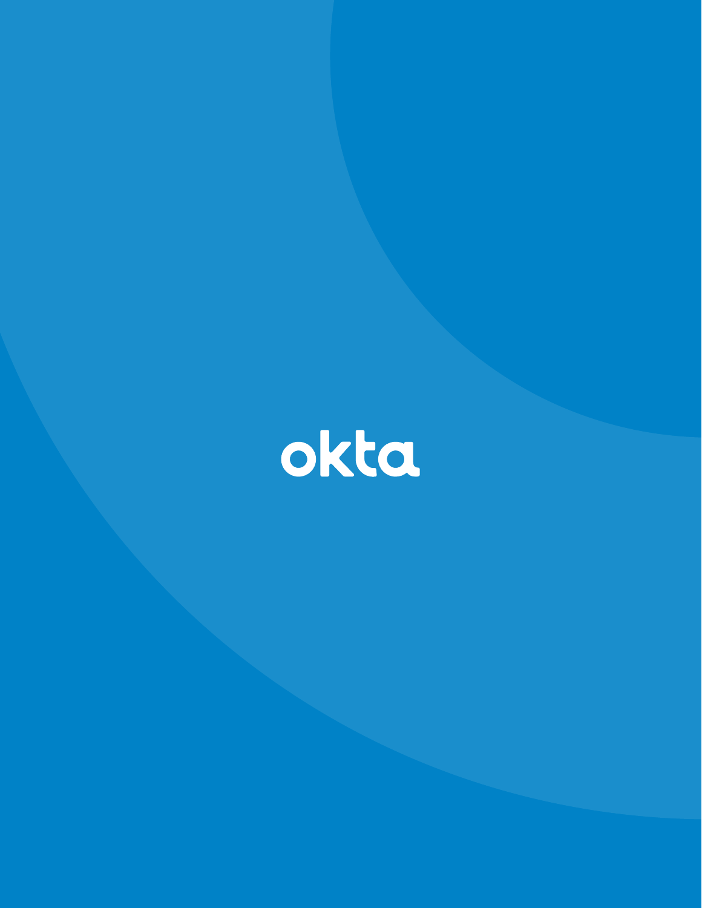okta